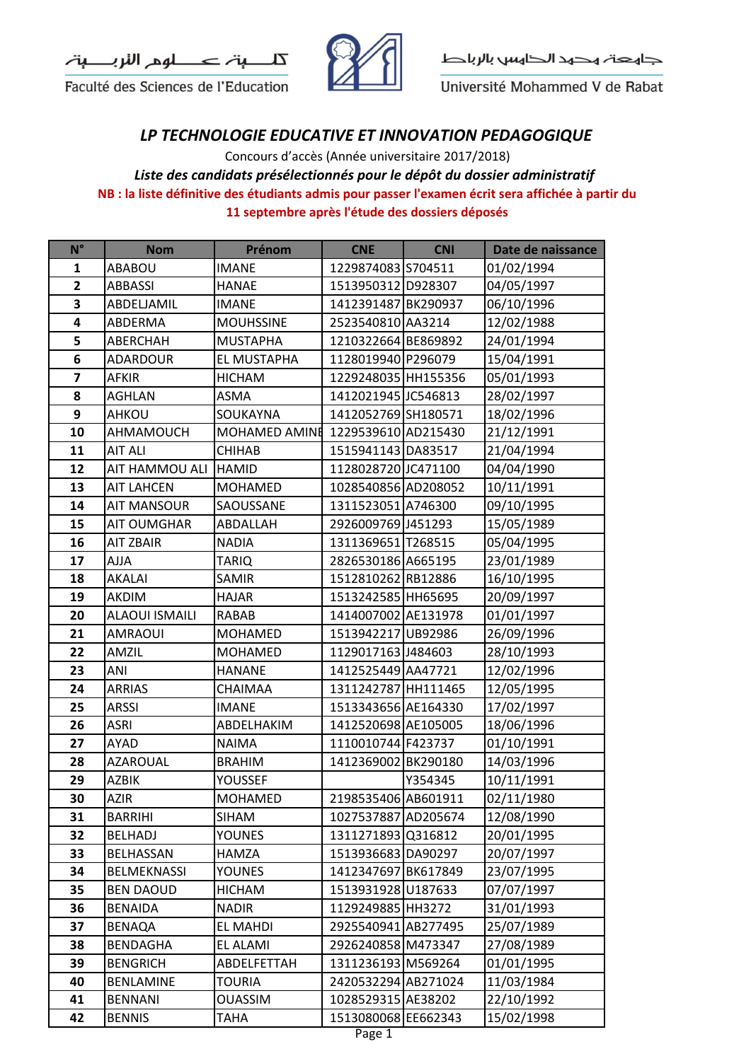كلية علوم التربية

Faculté des Sciences de l'Education

جامعة محمد الخامس بالرباط

Université Mohammed V de Rabat

## *LP TECHNOLOGIE EDUCATIVE ET INNOVATION PEDAGOGIQUE*

Concours d'accès (Année universitaire 2017/2018)

***Liste des candidats présélectionnés pour le dépôt du dossier administratif***

**NB : la liste définitive des étudiants admis pour passer l'examen écrit sera affichée à partir du 11 septembre après l'étude des dossiers déposés**

| N° | Nom | Prénom | CNE | CNI | Date de naissance |
|---|---|---|---|---|---|
| 1 | ABABOU | IMANE | 1229874083 | S704511 | 01/02/1994 |
| 2 | ABBASSI | HANAE | 1513950312 | D928307 | 04/05/1997 |
| 3 | ABDELJAMIL | IMANE | 1412391487 | BK290937 | 06/10/1996 |
| 4 | ABDERMA | MOUHSSINE | 2523540810 | AA3214 | 12/02/1988 |
| 5 | ABERCHAH | MUSTAPHA | 1210322664 | BE869892 | 24/01/1994 |
| 6 | ADARDOUR | EL MUSTAPHA | 1128019940 | P296079 | 15/04/1991 |
| 7 | AFKIR | HICHAM | 1229248035 | HH155356 | 05/01/1993 |
| 8 | AGHLAN | ASMA | 1412021945 | JC546813 | 28/02/1997 |
| 9 | AHKOU | SOUKAYNA | 1412052769 | SH180571 | 18/02/1996 |
| 10 | AHMAMOUCH | MOHAMED AMINE | 1229539610 | AD215430 | 21/12/1991 |
| 11 | AIT ALI | CHIHAB | 1515941143 | DA83517 | 21/04/1994 |
| 12 | AIT HAMMOU ALI | HAMID | 1128028720 | JC471100 | 04/04/1990 |
| 13 | AIT LAHCEN | MOHAMED | 1028540856 | AD208052 | 10/11/1991 |
| 14 | AIT MANSOUR | SAOUSSANE | 1311523051 | A746300 | 09/10/1995 |
| 15 | AIT OUMGHAR | ABDALLAH | 2926009769 | J451293 | 15/05/1989 |
| 16 | AIT ZBAIR | NADIA | 1311369651 | T268515 | 05/04/1995 |
| 17 | AJJA | TARIQ | 2826530186 | A665195 | 23/01/1989 |
| 18 | AKALAI | SAMIR | 1512810262 | RB12886 | 16/10/1995 |
| 19 | AKDIM | HAJAR | 1513242585 | HH65695 | 20/09/1997 |
| 20 | ALAOUI ISMAILI | RABAB | 1414007002 | AE131978 | 01/01/1997 |
| 21 | AMRAOUI | MOHAMED | 1513942217 | UB92986 | 26/09/1996 |
| 22 | AMZIL | MOHAMED | 1129017163 | J484603 | 28/10/1993 |
| 23 | ANI | HANANE | 1412525449 | AA47721 | 12/02/1996 |
| 24 | ARRIAS | CHAIMAA | 1311242787 | HH111465 | 12/05/1995 |
| 25 | ARSSI | IMANE | 1513343656 | AE164330 | 17/02/1997 |
| 26 | ASRI | ABDELHAKIM | 1412520698 | AE105005 | 18/06/1996 |
| 27 | AYAD | NAIMA | 1110010744 | F423737 | 01/10/1991 |
| 28 | AZAROUAL | BRAHIM | 1412369002 | BK290180 | 14/03/1996 |
| 29 | AZBIK | YOUSSEF | | Y354345 | 10/11/1991 |
| 30 | AZIR | MOHAMED | 2198535406 | AB601911 | 02/11/1980 |
| 31 | BARRIHI | SIHAM | 1027537887 | AD205674 | 12/08/1990 |
| 32 | BELHADJ | YOUNES | 1311271893 | Q316812 | 20/01/1995 |
| 33 | BELHASSAN | HAMZA | 1513936683 | DA90297 | 20/07/1997 |
| 34 | BELMEKNASSI | YOUNES | 1412347697 | BK617849 | 23/07/1995 |
| 35 | BEN DAOUD | HICHAM | 1513931928 | U187633 | 07/07/1997 |
| 36 | BENAIDA | NADIR | 1129249885 | HH3272 | 31/01/1993 |
| 37 | BENAQA | EL MAHDI | 2925540941 | AB277495 | 25/07/1989 |
| 38 | BENDAGHA | EL ALAMI | 2926240858 | M473347 | 27/08/1989 |
| 39 | BENGRICH | ABDELFETTAH | 1311236193 | M569264 | 01/01/1995 |
| 40 | BENLAMINE | TOURIA | 2420532294 | AB271024 | 11/03/1984 |
| 41 | BENNANI | OUASSIM | 1028529315 | AE38202 | 22/10/1992 |
| 42 | BENNIS | TAHA | 1513080068 | EE662343 | 15/02/1998 |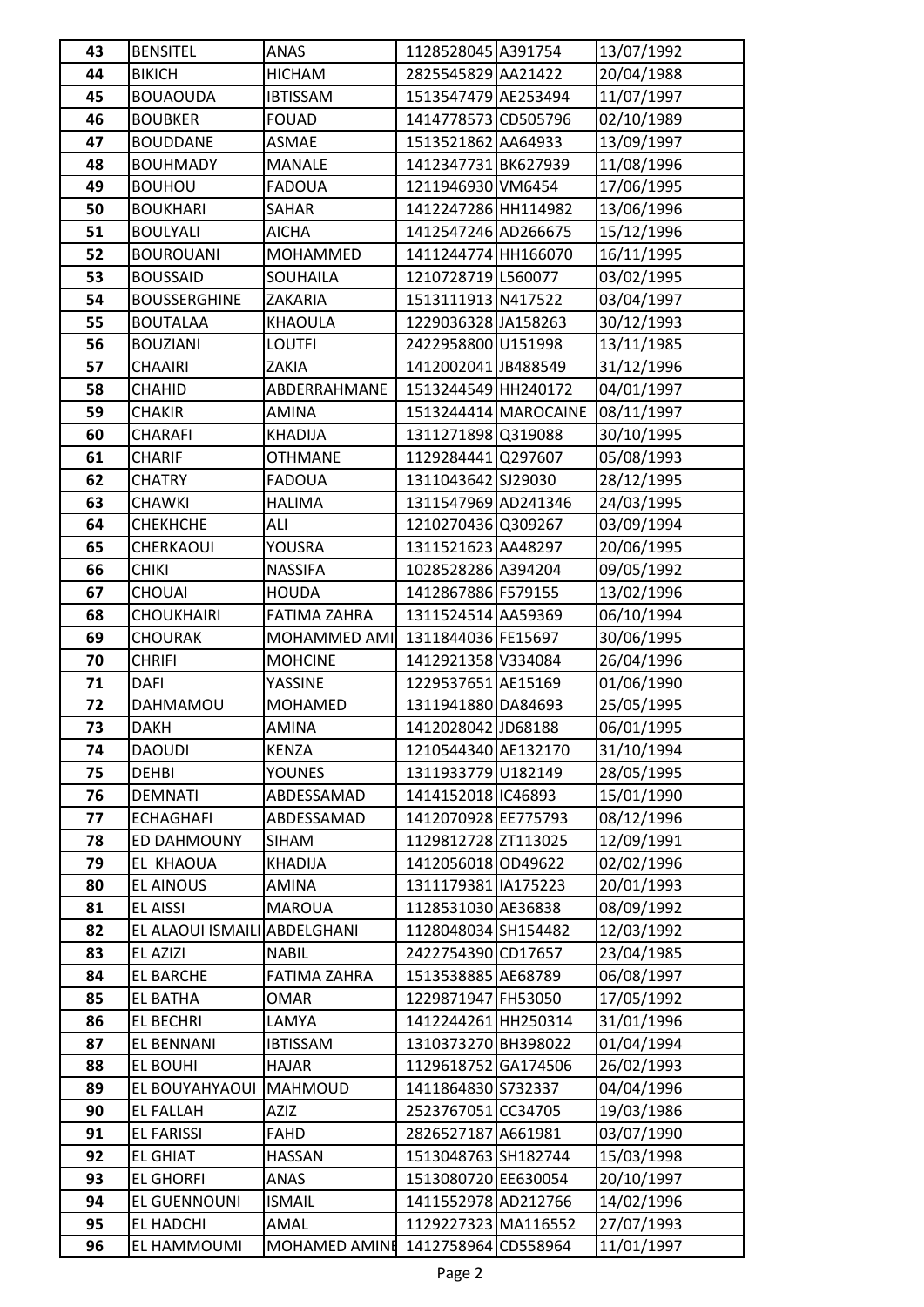| 43 | BENSITEL | ANAS | 1128528045 | A391754 | 13/07/1992 |
|---|---|---|---|---|---|
| 44 | BIKICH | HICHAM | 2825545829 | AA21422 | 20/04/1988 |
| 45 | BOUAOUDA | IBTISSAM | 1513547479 | AE253494 | 11/07/1997 |
| 46 | BOUBKER | FOUAD | 1414778573 | CD505796 | 02/10/1989 |
| 47 | BOUDDANE | ASMAE | 1513521862 | AA64933 | 13/09/1997 |
| 48 | BOUHMADY | MANALE | 1412347731 | BK627939 | 11/08/1996 |
| 49 | BOUHOU | FADOUA | 1211946930 | VM6454 | 17/06/1995 |
| 50 | BOUKHARI | SAHAR | 1412247286 | HH114982 | 13/06/1996 |
| 51 | BOULYALI | AICHA | 1412547246 | AD266675 | 15/12/1996 |
| 52 | BOUROUANI | MOHAMMED | 1411244774 | HH166070 | 16/11/1995 |
| 53 | BOUSSAID | SOUHAILA | 1210728719 | L560077 | 03/02/1995 |
| 54 | BOUSSERGHINE | ZAKARIA | 1513111913 | N417522 | 03/04/1997 |
| 55 | BOUTALAA | KHAOULA | 1229036328 | JA158263 | 30/12/1993 |
| 56 | BOUZIANI | LOUTFI | 2422958800 | U151998 | 13/11/1985 |
| 57 | CHAAIRI | ZAKIA | 1412002041 | JB488549 | 31/12/1996 |
| 58 | CHAHID | ABDERRAHMANE | 1513244549 | HH240172 | 04/01/1997 |
| 59 | CHAKIR | AMINA | 1513244414 | MAROCAINE | 08/11/1997 |
| 60 | CHARAFI | KHADIJA | 1311271898 | Q319088 | 30/10/1995 |
| 61 | CHARIF | OTHMANE | 1129284441 | Q297607 | 05/08/1993 |
| 62 | CHATRY | FADOUA | 1311043642 | SJ29030 | 28/12/1995 |
| 63 | CHAWKI | HALIMA | 1311547969 | AD241346 | 24/03/1995 |
| 64 | CHEKHCHE | ALI | 1210270436 | Q309267 | 03/09/1994 |
| 65 | CHERKAOUI | YOUSRA | 1311521623 | AA48297 | 20/06/1995 |
| 66 | CHIKI | NASSIFA | 1028528286 | A394204 | 09/05/1992 |
| 67 | CHOUAI | HOUDA | 1412867886 | F579155 | 13/02/1996 |
| 68 | CHOUKHAIRI | FATIMA ZAHRA | 1311524514 | AA59369 | 06/10/1994 |
| 69 | CHOURAK | MOHAMMED AMI | 1311844036 | FE15697 | 30/06/1995 |
| 70 | CHRIFI | MOHCINE | 1412921358 | V334084 | 26/04/1996 |
| 71 | DAFI | YASSINE | 1229537651 | AE15169 | 01/06/1990 |
| 72 | DAHMAMOU | MOHAMED | 1311941880 | DA84693 | 25/05/1995 |
| 73 | DAKH | AMINA | 1412028042 | JD68188 | 06/01/1995 |
| 74 | DAOUDI | KENZA | 1210544340 | AE132170 | 31/10/1994 |
| 75 | DEHBI | YOUNES | 1311933779 | U182149 | 28/05/1995 |
| 76 | DEMNATI | ABDESSAMAD | 1414152018 | IC46893 | 15/01/1990 |
| 77 | ECHAGHAFI | ABDESSAMAD | 1412070928 | EE775793 | 08/12/1996 |
| 78 | ED DAHMOUNY | SIHAM | 1129812728 | ZT113025 | 12/09/1991 |
| 79 | EL KHAOUA | KHADIJA | 1412056018 | OD49622 | 02/02/1996 |
| 80 | EL AINOUS | AMINA | 1311179381 | IA175223 | 20/01/1993 |
| 81 | EL AISSI | MAROUA | 1128531030 | AE36838 | 08/09/1992 |
| 82 | EL ALAOUI ISMAILI | ABDELGHANI | 1128048034 | SH154482 | 12/03/1992 |
| 83 | EL AZIZI | NABIL | 2422754390 | CD17657 | 23/04/1985 |
| 84 | EL BARCHE | FATIMA ZAHRA | 1513538885 | AE68789 | 06/08/1997 |
| 85 | EL BATHA | OMAR | 1229871947 | FH53050 | 17/05/1992 |
| 86 | EL BECHRI | LAMYA | 1412244261 | HH250314 | 31/01/1996 |
| 87 | EL BENNANI | IBTISSAM | 1310373270 | BH398022 | 01/04/1994 |
| 88 | EL BOUHI | HAJAR | 1129618752 | GA174506 | 26/02/1993 |
| 89 | EL BOUYAHYAOUI | MAHMOUD | 1411864830 | S732337 | 04/04/1996 |
| 90 | EL FALLAH | AZIZ | 2523767051 | CC34705 | 19/03/1986 |
| 91 | EL FARISSI | FAHD | 2826527187 | A661981 | 03/07/1990 |
| 92 | EL GHIAT | HASSAN | 1513048763 | SH182744 | 15/03/1998 |
| 93 | EL GHORFI | ANAS | 1513080720 | EE630054 | 20/10/1997 |
| 94 | EL GUENNOUNI | ISMAIL | 1411552978 | AD212766 | 14/02/1996 |
| 95 | EL HADCHI | AMAL | 1129227323 | MA116552 | 27/07/1993 |
| 96 | EL HAMMOUMI | MOHAMED AMINE | 1412758964 | CD558964 | 11/01/1997 |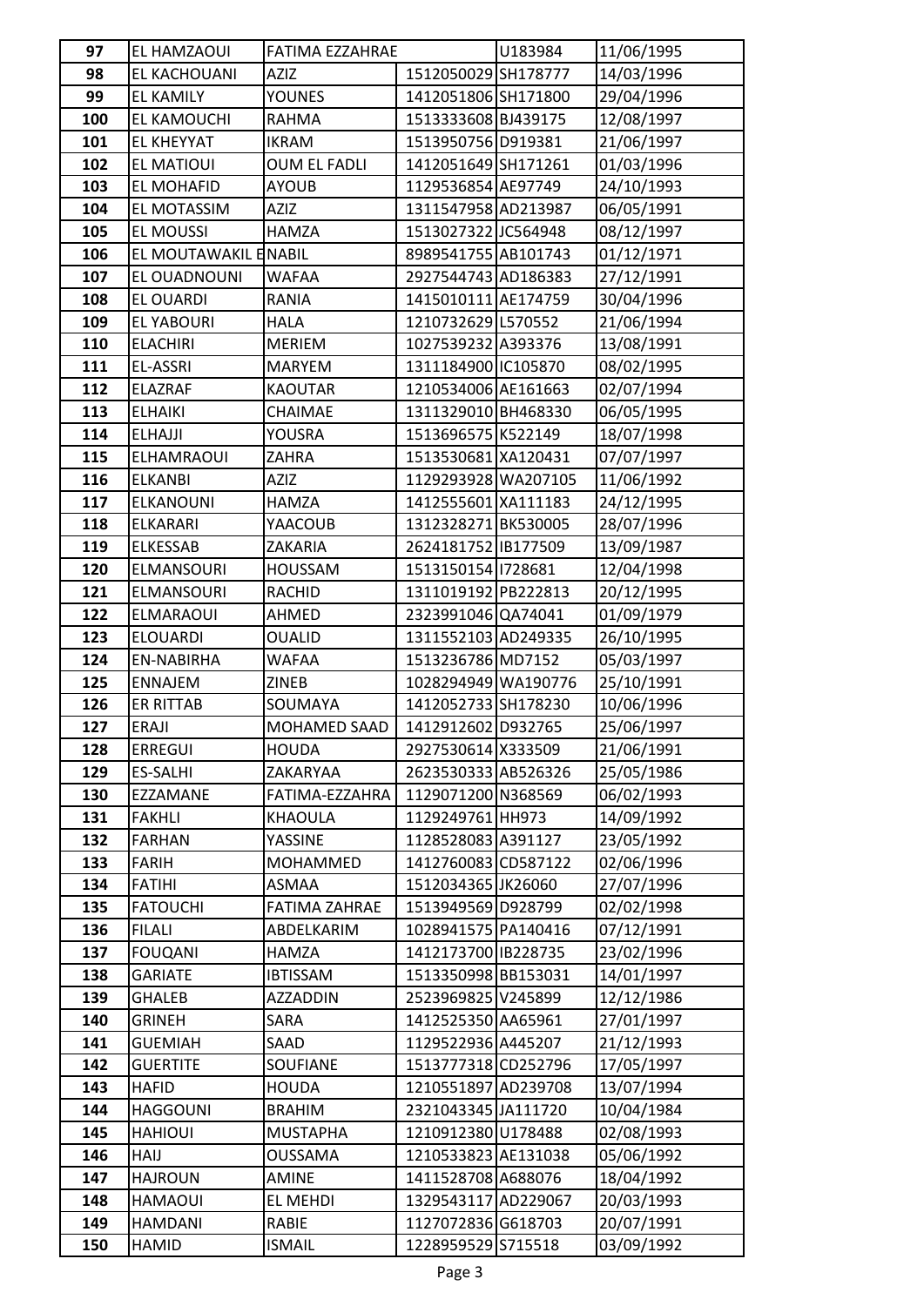| 97 | EL HAMZAOUI | FATIMA EZZAHRAE | | U183984 | 11/06/1995 |
|---|---|---|---|---|---|
| 98 | EL KACHOUANI | AZIZ | 1512050029 | SH178777 | 14/03/1996 |
| 99 | EL KAMILY | YOUNES | 1412051806 | SH171800 | 29/04/1996 |
| 100 | EL KAMOUCHI | RAHMA | 1513333608 | BJ439175 | 12/08/1997 |
| 101 | EL KHEYYAT | IKRAM | 1513950756 | D919381 | 21/06/1997 |
| 102 | EL MATIOUI | OUM EL FADLI | 1412051649 | SH171261 | 01/03/1996 |
| 103 | EL MOHAFID | AYOUB | 1129536854 | AE97749 | 24/10/1993 |
| 104 | EL MOTASSIM | AZIZ | 1311547958 | AD213987 | 06/05/1991 |
| 105 | EL MOUSSI | HAMZA | 1513027322 | JC564948 | 08/12/1997 |
| 106 | EL MOUTAWAKIL E | NABIL | 8989541755 | AB101743 | 01/12/1971 |
| 107 | EL OUADNOUNI | WAFAA | 2927544743 | AD186383 | 27/12/1991 |
| 108 | EL OUARDI | RANIA | 1415010111 | AE174759 | 30/04/1996 |
| 109 | EL YABOURI | HALA | 1210732629 | L570552 | 21/06/1994 |
| 110 | ELACHIRI | MERIEM | 1027539232 | A393376 | 13/08/1991 |
| 111 | EL-ASSRI | MARYEM | 1311184900 | IC105870 | 08/02/1995 |
| 112 | ELAZRAF | KAOUTAR | 1210534006 | AE161663 | 02/07/1994 |
| 113 | ELHAIKI | CHAIMAE | 1311329010 | BH468330 | 06/05/1995 |
| 114 | ELHAJJI | YOUSRA | 1513696575 | K522149 | 18/07/1998 |
| 115 | ELHAMRAOUI | ZAHRA | 1513530681 | XA120431 | 07/07/1997 |
| 116 | ELKANBI | AZIZ | 1129293928 | WA207105 | 11/06/1992 |
| 117 | ELKANOUNI | HAMZA | 1412555601 | XA111183 | 24/12/1995 |
| 118 | ELKARARI | YAACOUB | 1312328271 | BK530005 | 28/07/1996 |
| 119 | ELKESSAB | ZAKARIA | 2624181752 | IB177509 | 13/09/1987 |
| 120 | ELMANSOURI | HOUSSAM | 1513150154 | I728681 | 12/04/1998 |
| 121 | ELMANSOURI | RACHID | 1311019192 | PB222813 | 20/12/1995 |
| 122 | ELMARAOUI | AHMED | 2323991046 | QA74041 | 01/09/1979 |
| 123 | ELOUARDI | OUALID | 1311552103 | AD249335 | 26/10/1995 |
| 124 | EN-NABIRHA | WAFAA | 1513236786 | MD7152 | 05/03/1997 |
| 125 | ENNAJEM | ZINEB | 1028294949 | WA190776 | 25/10/1991 |
| 126 | ER RITTAB | SOUMAYA | 1412052733 | SH178230 | 10/06/1996 |
| 127 | ERAJI | MOHAMED SAAD | 1412912602 | D932765 | 25/06/1997 |
| 128 | ERREGUI | HOUDA | 2927530614 | X333509 | 21/06/1991 |
| 129 | ES-SALHI | ZAKARYAA | 2623530333 | AB526326 | 25/05/1986 |
| 130 | EZZAMANE | FATIMA-EZZAHRA | 1129071200 | N368569 | 06/02/1993 |
| 131 | FAKHLI | KHAOULA | 1129249761 | HH973 | 14/09/1992 |
| 132 | FARHAN | YASSINE | 1128528083 | A391127 | 23/05/1992 |
| 133 | FARIH | MOHAMMED | 1412760083 | CD587122 | 02/06/1996 |
| 134 | FATIHI | ASMAA | 1512034365 | JK26060 | 27/07/1996 |
| 135 | FATOUCHI | FATIMA ZAHRAE | 1513949569 | D928799 | 02/02/1998 |
| 136 | FILALI | ABDELKARIM | 1028941575 | PA140416 | 07/12/1991 |
| 137 | FOUQANI | HAMZA | 1412173700 | IB228735 | 23/02/1996 |
| 138 | GARIATE | IBTISSAM | 1513350998 | BB153031 | 14/01/1997 |
| 139 | GHALEB | AZZADDIN | 2523969825 | V245899 | 12/12/1986 |
| 140 | GRINEH | SARA | 1412525350 | AA65961 | 27/01/1997 |
| 141 | GUEMIAH | SAAD | 1129522936 | A445207 | 21/12/1993 |
| 142 | GUERTITE | SOUFIANE | 1513777318 | CD252796 | 17/05/1997 |
| 143 | HAFID | HOUDA | 1210551897 | AD239708 | 13/07/1994 |
| 144 | HAGGOUNI | BRAHIM | 2321043345 | JA111720 | 10/04/1984 |
| 145 | HAHIOUI | MUSTAPHA | 1210912380 | U178488 | 02/08/1993 |
| 146 | HAIJ | OUSSAMA | 1210533823 | AE131038 | 05/06/1992 |
| 147 | HAJROUN | AMINE | 1411528708 | A688076 | 18/04/1992 |
| 148 | HAMAOUI | EL MEHDI | 1329543117 | AD229067 | 20/03/1993 |
| 149 | HAMDANI | RABIE | 1127072836 | G618703 | 20/07/1991 |
| 150 | HAMID | ISMAIL | 1228959529 | S715518 | 03/09/1992 |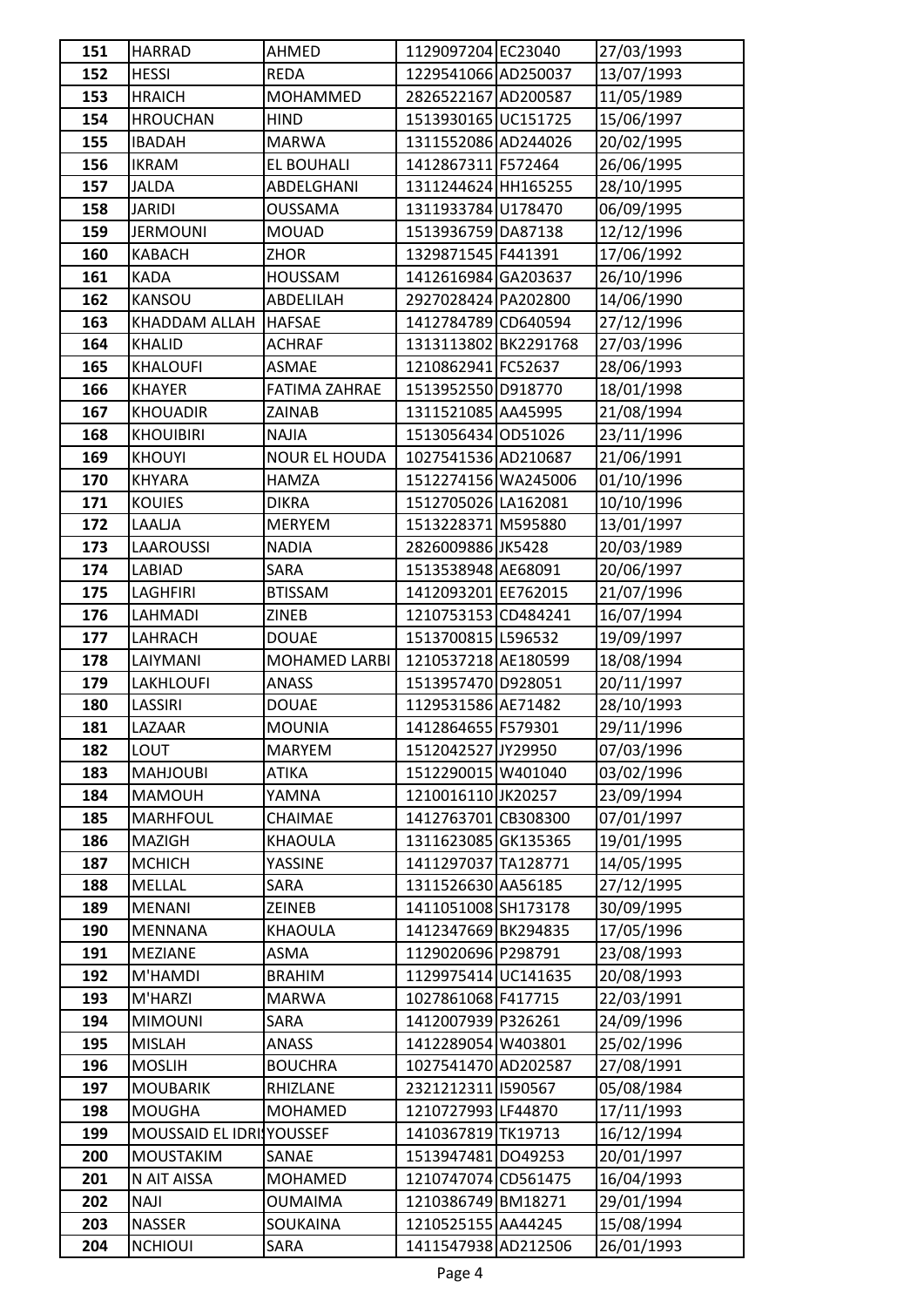| 151 | HARRAD | AHMED | 1129097204 | EC23040 | 27/03/1993 |
|---|---|---|---|---|---|
| 152 | HESSI | REDA | 1229541066 | AD250037 | 13/07/1993 |
| 153 | HRAICH | MOHAMMED | 2826522167 | AD200587 | 11/05/1989 |
| 154 | HROUCHAN | HIND | 1513930165 | UC151725 | 15/06/1997 |
| 155 | IBADAH | MARWA | 1311552086 | AD244026 | 20/02/1995 |
| 156 | IKRAM | EL BOUHALI | 1412867311 | F572464 | 26/06/1995 |
| 157 | JALDA | ABDELGHANI | 1311244624 | HH165255 | 28/10/1995 |
| 158 | JARIDI | OUSSAMA | 1311933784 | U178470 | 06/09/1995 |
| 159 | JERMOUNI | MOUAD | 1513936759 | DA87138 | 12/12/1996 |
| 160 | KABACH | ZHOR | 1329871545 | F441391 | 17/06/1992 |
| 161 | KADA | HOUSSAM | 1412616984 | GA203637 | 26/10/1996 |
| 162 | KANSOU | ABDELILAH | 2927028424 | PA202800 | 14/06/1990 |
| 163 | KHADDAM ALLAH | HAFSAE | 1412784789 | CD640594 | 27/12/1996 |
| 164 | KHALID | ACHRAF | 1313113802 | BK2291768 | 27/03/1996 |
| 165 | KHALOUFI | ASMAE | 1210862941 | FC52637 | 28/06/1993 |
| 166 | KHAYER | FATIMA ZAHRAE | 1513952550 | D918770 | 18/01/1998 |
| 167 | KHOUADIR | ZAINAB | 1311521085 | AA45995 | 21/08/1994 |
| 168 | KHOUIBIRI | NAJIA | 1513056434 | OD51026 | 23/11/1996 |
| 169 | KHOUYI | NOUR EL HOUDA | 1027541536 | AD210687 | 21/06/1991 |
| 170 | KHYARA | HAMZA | 1512274156 | WA245006 | 01/10/1996 |
| 171 | KOUIES | DIKRA | 1512705026 | LA162081 | 10/10/1996 |
| 172 | LAALJA | MERYEM | 1513228371 | M595880 | 13/01/1997 |
| 173 | LAAROUSSI | NADIA | 2826009886 | JK5428 | 20/03/1989 |
| 174 | LABIAD | SARA | 1513538948 | AE68091 | 20/06/1997 |
| 175 | LAGHFIRI | BTISSAM | 1412093201 | EE762015 | 21/07/1996 |
| 176 | LAHMADI | ZINEB | 1210753153 | CD484241 | 16/07/1994 |
| 177 | LAHRACH | DOUAE | 1513700815 | L596532 | 19/09/1997 |
| 178 | LAIYMANI | MOHAMED LARBI | 1210537218 | AE180599 | 18/08/1994 |
| 179 | LAKHLOUFI | ANASS | 1513957470 | D928051 | 20/11/1997 |
| 180 | LASSIRI | DOUAE | 1129531586 | AE71482 | 28/10/1993 |
| 181 | LAZAAR | MOUNIA | 1412864655 | F579301 | 29/11/1996 |
| 182 | LOUT | MARYEM | 1512042527 | JY29950 | 07/03/1996 |
| 183 | MAHJOUBI | ATIKA | 1512290015 | W401040 | 03/02/1996 |
| 184 | MAMOUH | YAMNA | 1210016110 | JK20257 | 23/09/1994 |
| 185 | MARHFOUL | CHAIMAE | 1412763701 | CB308300 | 07/01/1997 |
| 186 | MAZIGH | KHAOULA | 1311623085 | GK135365 | 19/01/1995 |
| 187 | MCHICH | YASSINE | 1411297037 | TA128771 | 14/05/1995 |
| 188 | MELLAL | SARA | 1311526630 | AA56185 | 27/12/1995 |
| 189 | MENANI | ZEINEB | 1411051008 | SH173178 | 30/09/1995 |
| 190 | MENNANA | KHAOULA | 1412347669 | BK294835 | 17/05/1996 |
| 191 | MEZIANE | ASMA | 1129020696 | P298791 | 23/08/1993 |
| 192 | M'HAMDI | BRAHIM | 1129975414 | UC141635 | 20/08/1993 |
| 193 | M'HARZI | MARWA | 1027861068 | F417715 | 22/03/1991 |
| 194 | MIMOUNI | SARA | 1412007939 | P326261 | 24/09/1996 |
| 195 | MISLAH | ANASS | 1412289054 | W403801 | 25/02/1996 |
| 196 | MOSLIH | BOUCHRA | 1027541470 | AD202587 | 27/08/1991 |
| 197 | MOUBARIK | RHIZLANE | 2321212311 | I590567 | 05/08/1984 |
| 198 | MOUGHA | MOHAMED | 1210727993 | LF44870 | 17/11/1993 |
| 199 | MOUSSAID EL IDRI | YOUSSEF | 1410367819 | TK19713 | 16/12/1994 |
| 200 | MOUSTAKIM | SANAE | 1513947481 | DO49253 | 20/01/1997 |
| 201 | N AIT AISSA | MOHAMED | 1210747074 | CD561475 | 16/04/1993 |
| 202 | NAJI | OUMAIMA | 1210386749 | BM18271 | 29/01/1994 |
| 203 | NASSER | SOUKAINA | 1210525155 | AA44245 | 15/08/1994 |
| 204 | NCHIOUI | SARA | 1411547938 | AD212506 | 26/01/1993 |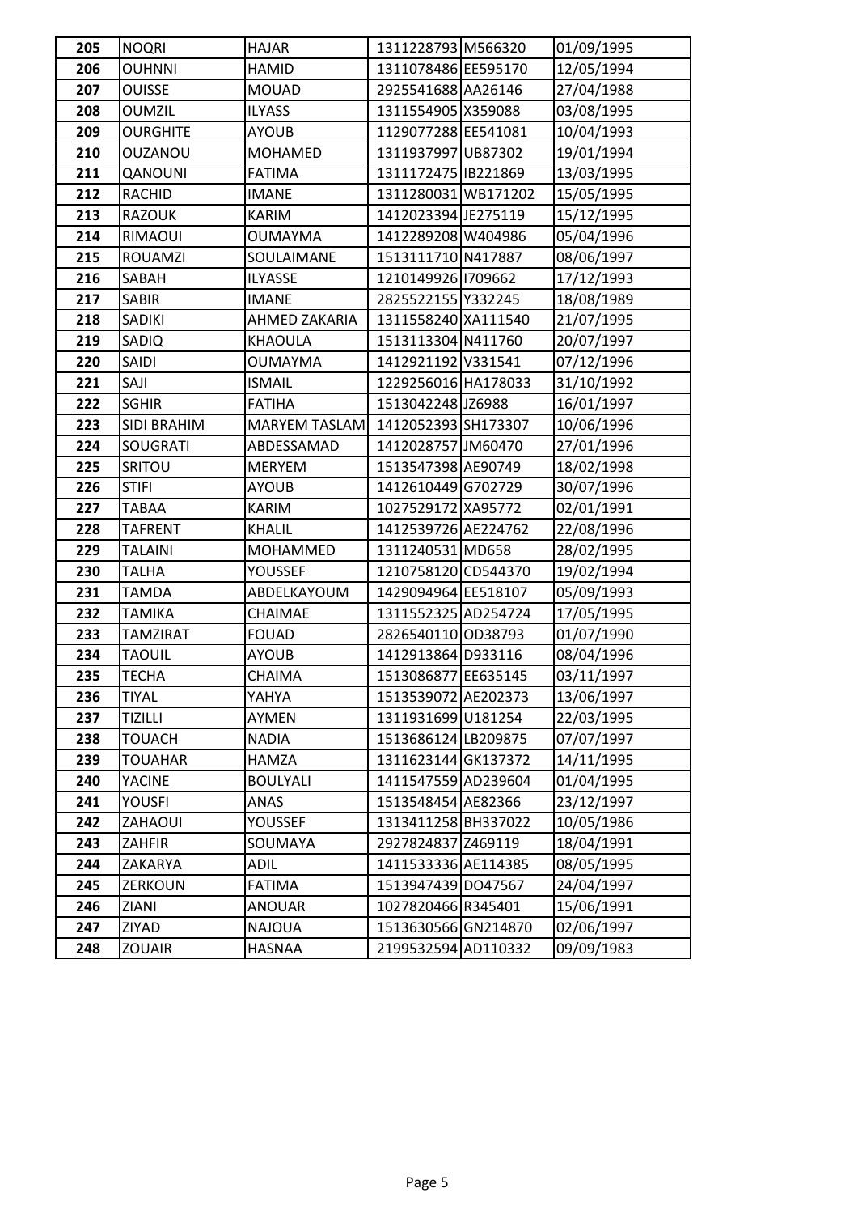| | | | | | |
|---|---|---|---|---|---|
| 205 | NOQRI | HAJAR | 1311228793 | M566320 | 01/09/1995 |
| 206 | OUHNNI | HAMID | 1311078486 | EE595170 | 12/05/1994 |
| 207 | OUISSE | MOUAD | 2925541688 | AA26146 | 27/04/1988 |
| 208 | OUMZIL | ILYASS | 1311554905 | X359088 | 03/08/1995 |
| 209 | OURGHITE | AYOUB | 1129077288 | EE541081 | 10/04/1993 |
| 210 | OUZANOU | MOHAMED | 1311937997 | UB87302 | 19/01/1994 |
| 211 | QANOUNI | FATIMA | 1311172475 | IB221869 | 13/03/1995 |
| 212 | RACHID | IMANE | 1311280031 | WB171202 | 15/05/1995 |
| 213 | RAZOUK | KARIM | 1412023394 | JE275119 | 15/12/1995 |
| 214 | RIMAOUI | OUMAYMA | 1412289208 | W404986 | 05/04/1996 |
| 215 | ROUAMZI | SOULAIMANE | 1513111710 | N417887 | 08/06/1997 |
| 216 | SABAH | ILYASSE | 1210149926 | I709662 | 17/12/1993 |
| 217 | SABIR | IMANE | 2825522155 | Y332245 | 18/08/1989 |
| 218 | SADIKI | AHMED ZAKARIA | 1311558240 | XA111540 | 21/07/1995 |
| 219 | SADIQ | KHAOULA | 1513113304 | N411760 | 20/07/1997 |
| 220 | SAIDI | OUMAYMA | 1412921192 | V331541 | 07/12/1996 |
| 221 | SAJI | ISMAIL | 1229256016 | HA178033 | 31/10/1992 |
| 222 | SGHIR | FATIHA | 1513042248 | JZ6988 | 16/01/1997 |
| 223 | SIDI BRAHIM | MARYEM TASLAM | 1412052393 | SH173307 | 10/06/1996 |
| 224 | SOUGRATI | ABDESSAMAD | 1412028757 | JM60470 | 27/01/1996 |
| 225 | SRITOU | MERYEM | 1513547398 | AE90749 | 18/02/1998 |
| 226 | STIFI | AYOUB | 1412610449 | G702729 | 30/07/1996 |
| 227 | TABAA | KARIM | 1027529172 | XA95772 | 02/01/1991 |
| 228 | TAFRENT | KHALIL | 1412539726 | AE224762 | 22/08/1996 |
| 229 | TALAINI | MOHAMMED | 1311240531 | MD658 | 28/02/1995 |
| 230 | TALHA | YOUSSEF | 1210758120 | CD544370 | 19/02/1994 |
| 231 | TAMDA | ABDELKAYOUM | 1429094964 | EE518107 | 05/09/1993 |
| 232 | TAMIKA | CHAIMAE | 1311552325 | AD254724 | 17/05/1995 |
| 233 | TAMZIRAT | FOUAD | 2826540110 | OD38793 | 01/07/1990 |
| 234 | TAOUIL | AYOUB | 1412913864 | D933116 | 08/04/1996 |
| 235 | TECHA | CHAIMA | 1513086877 | EE635145 | 03/11/1997 |
| 236 | TIYAL | YAHYA | 1513539072 | AE202373 | 13/06/1997 |
| 237 | TIZILLI | AYMEN | 1311931699 | U181254 | 22/03/1995 |
| 238 | TOUACH | NADIA | 1513686124 | LB209875 | 07/07/1997 |
| 239 | TOUAHAR | HAMZA | 1311623144 | GK137372 | 14/11/1995 |
| 240 | YACINE | BOULYALI | 1411547559 | AD239604 | 01/04/1995 |
| 241 | YOUSFI | ANAS | 1513548454 | AE82366 | 23/12/1997 |
| 242 | ZAHAOUI | YOUSSEF | 1313411258 | BH337022 | 10/05/1986 |
| 243 | ZAHFIR | SOUMAYA | 2927824837 | Z469119 | 18/04/1991 |
| 244 | ZAKARYA | ADIL | 1411533336 | AE114385 | 08/05/1995 |
| 245 | ZERKOUN | FATIMA | 1513947439 | DO47567 | 24/04/1997 |
| 246 | ZIANI | ANOUAR | 1027820466 | R345401 | 15/06/1991 |
| 247 | ZIYAD | NAJOUA | 1513630566 | GN214870 | 02/06/1997 |
| 248 | ZOUAIR | HASNAA | 2199532594 | AD110332 | 09/09/1983 |